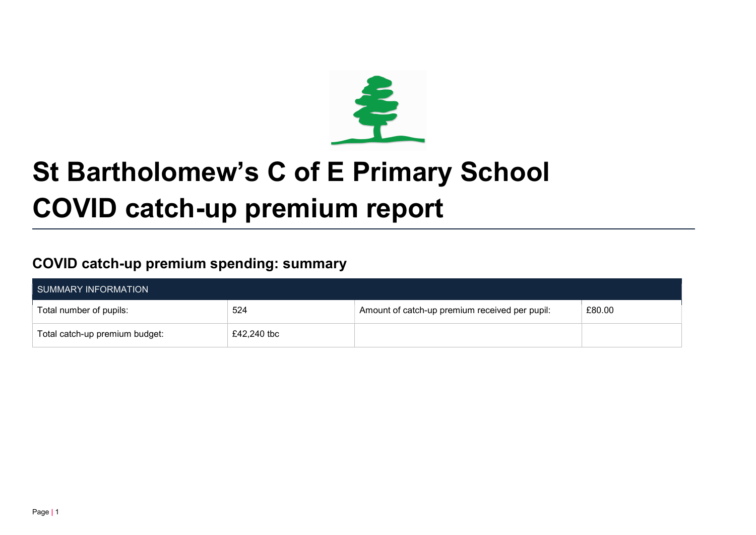# St Bartholomew's C of E Primary School COVID catch-up premium report

## COVID catch-up premium spending: summary

| SUMMARY INFORMATION | | | |
|---|---|---|---|
| Total number of pupils: | 524 | Amount of catch-up premium received per pupil: | £80.00 |
| Total catch-up premium budget: | £42,240 tbc | | |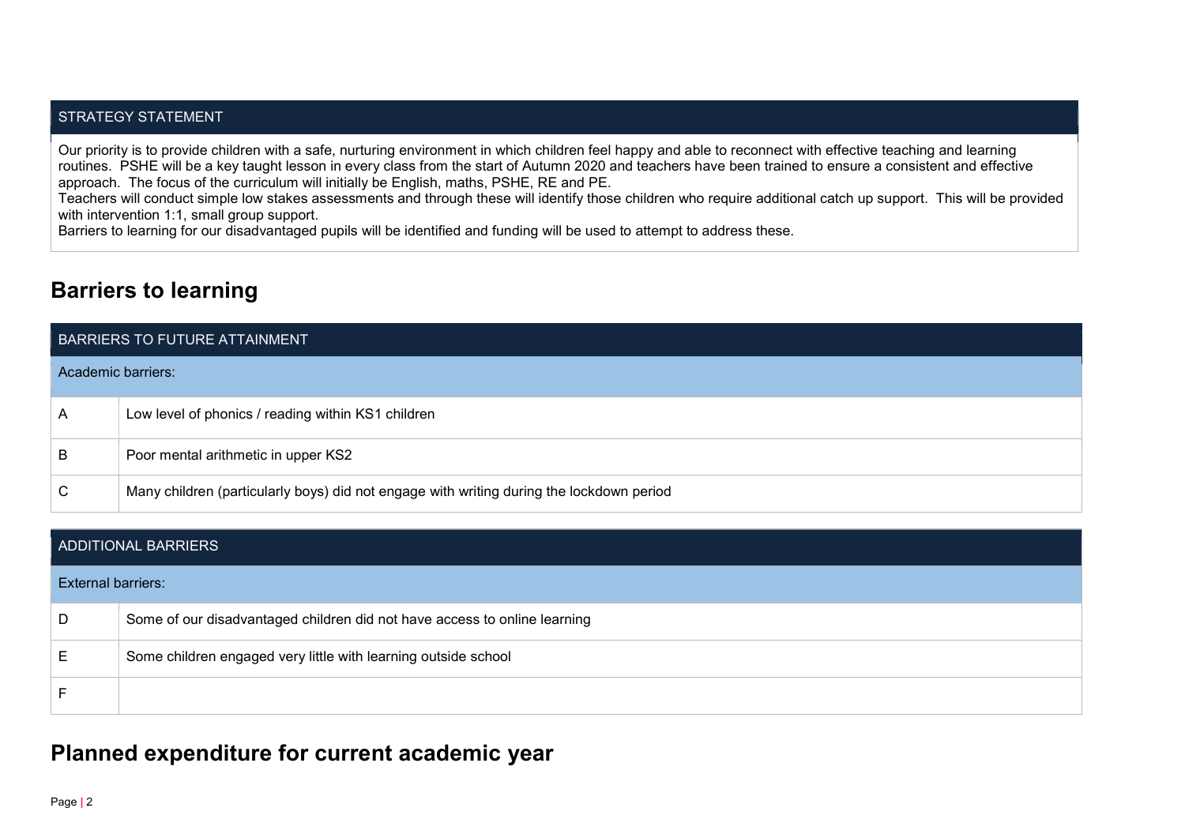| STRATEGY STATEMENT |
|---|
| Our priority is to provide children with a safe, nurturing environment in which children feel happy and able to reconnect with effective teaching and learning routines. PSHE will be a key taught lesson in every class from the start of Autumn 2020 and teachers have been trained to ensure a consistent and effective approach. The focus of the curriculum will initially be English, maths, PSHE, RE and PE.<br>Teachers will conduct simple low stakes assessments and through these will identify those children who require additional catch up support. This will be provided with intervention 1:1, small group support.<br>Barriers to learning for our disadvantaged pupils will be identified and funding will be used to attempt to address these. |

## Barriers to learning

| BARRIERS TO FUTURE ATTAINMENT | |
|---|---|
| Academic barriers: | |
| A | Low level of phonics / reading within KS1 children |
| B | Poor mental arithmetic in upper KS2 |
| C | Many children (particularly boys) did not engage with writing during the lockdown period |

| ADDITIONAL BARRIERS | |
|---|---|
| External barriers: | |
| D | Some of our disadvantaged children did not have access to online learning |
| E | Some children engaged very little with learning outside school |
| F | |

## Planned expenditure for current academic year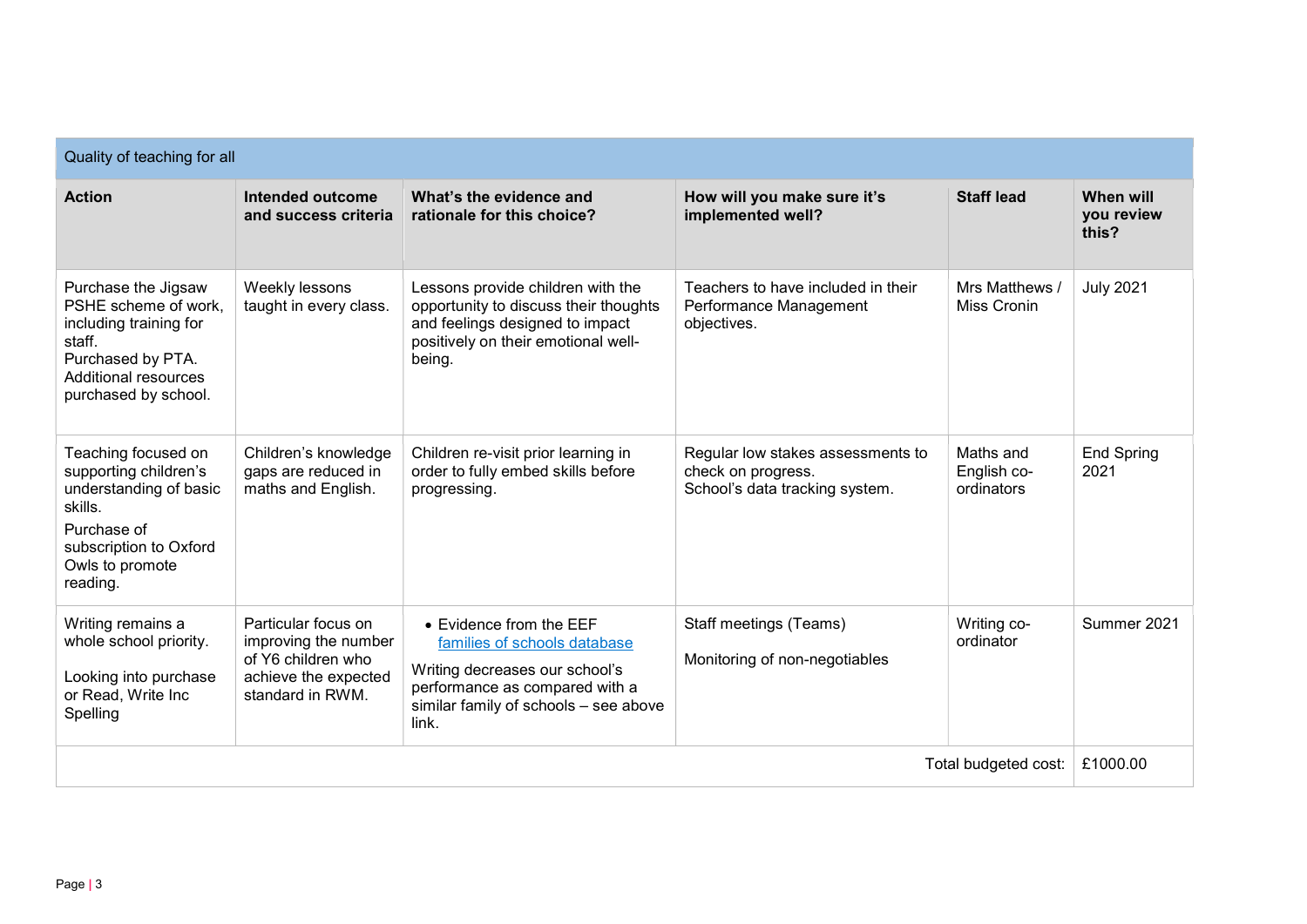| Quality of teaching for all | | | | | |
|---|---|---|---|---|---|
| **Action** | **Intended outcome and success criteria** | **What's the evidence and rationale for this choice?** | **How will you make sure it's implemented well?** | **Staff lead** | **When will you review this?** |
| Purchase the Jigsaw PSHE scheme of work, including training for staff.<br>Purchased by PTA.<br>Additional resources purchased by school. | Weekly lessons taught in every class. | Lessons provide children with the opportunity to discuss their thoughts and feelings designed to impact positively on their emotional well-being. | Teachers to have included in their Performance Management objectives. | Mrs Matthews / Miss Cronin | July 2021 |
| Teaching focused on supporting children's understanding of basic skills.<br>Purchase of subscription to Oxford Owls to promote reading. | Children's knowledge gaps are reduced in maths and English. | Children re-visit prior learning in order to fully embed skills before progressing. | Regular low stakes assessments to check on progress.<br>School's data tracking system. | Maths and English co-ordinators | End Spring 2021 |
| Writing remains a whole school priority.<br><br>Looking into purchase or Read, Write Inc Spelling | Particular focus on improving the number of Y6 children who achieve the expected standard in RWM. | • Evidence from the EEF families of schools database<br>Writing decreases our school's performance as compared with a similar family of schools – see above link. | Staff meetings (Teams)<br><br>Monitoring of non-negotiables | Writing co-ordinator | Summer 2021 |
| | | | | Total budgeted cost: | £1000.00 |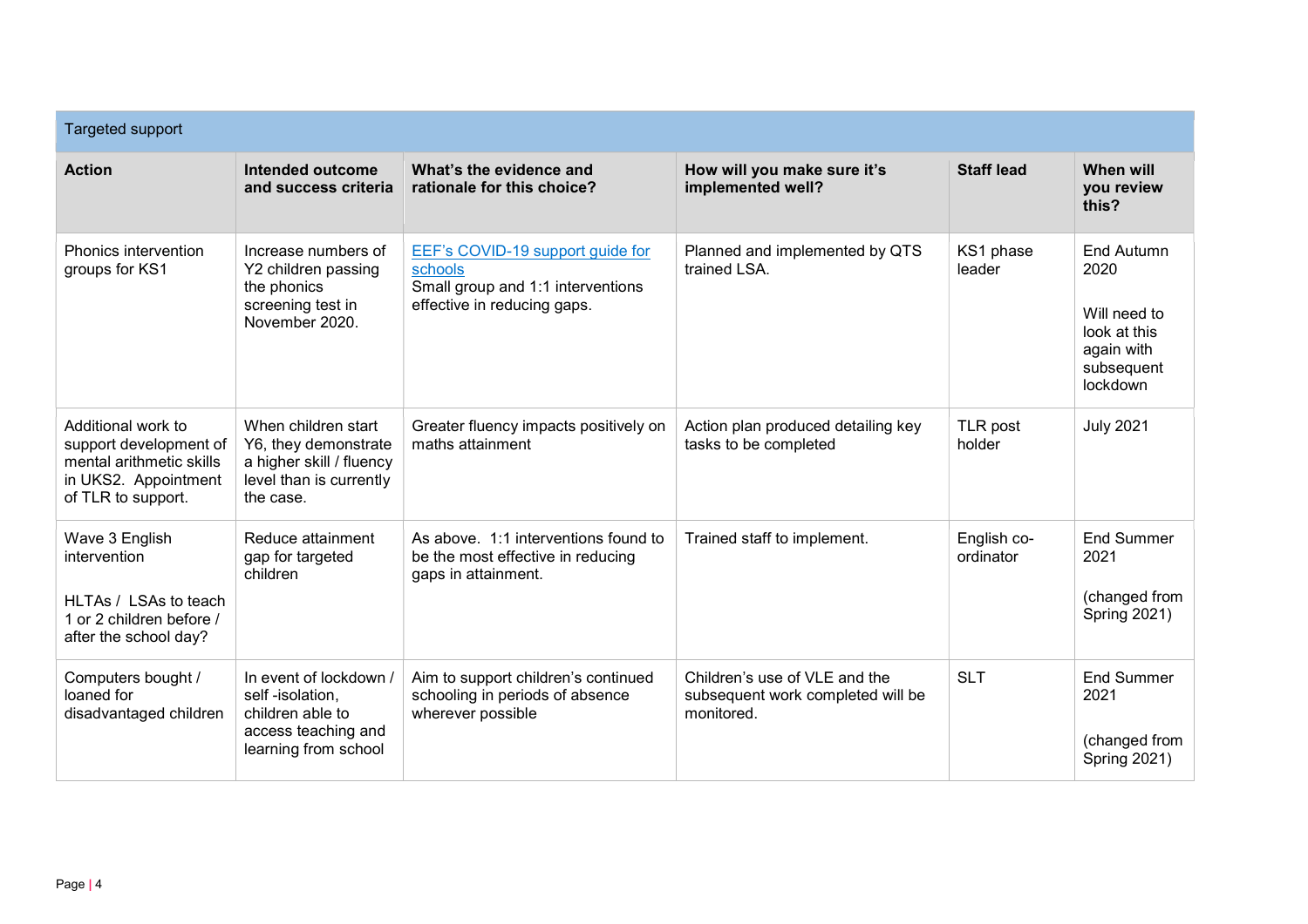| Targeted support | | | | | |
|---|---|---|---|---|---|
| **Action** | **Intended outcome and success criteria** | **What's the evidence and rationale for this choice?** | **How will you make sure it's implemented well?** | **Staff lead** | **When will you review this?** |
| Phonics intervention groups for KS1 | Increase numbers of Y2 children passing the phonics screening test in November 2020. | [EEF's COVID-19 support guide for schools](#)<br>Small group and 1:1 interventions effective in reducing gaps. | Planned and implemented by QTS trained LSA. | KS1 phase leader | End Autumn 2020<br><br>Will need to look at this again with subsequent lockdown |
| Additional work to support development of mental arithmetic skills in UKS2. Appointment of TLR to support. | When children start Y6, they demonstrate a higher skill / fluency level than is currently the case. | Greater fluency impacts positively on maths attainment | Action plan produced detailing key tasks to be completed | TLR post holder | July 2021 |
| Wave 3 English intervention<br><br>HLTAs / LSAs to teach 1 or 2 children before / after the school day? | Reduce attainment gap for targeted children | As above. 1:1 interventions found to be the most effective in reducing gaps in attainment. | Trained staff to implement. | English co-ordinator | End Summer 2021<br><br>(changed from Spring 2021) |
| Computers bought / loaned for disadvantaged children | In event of lockdown / self -isolation, children able to access teaching and learning from school | Aim to support children's continued schooling in periods of absence wherever possible | Children's use of VLE and the subsequent work completed will be monitored. | SLT | End Summer 2021<br><br>(changed from Spring 2021) |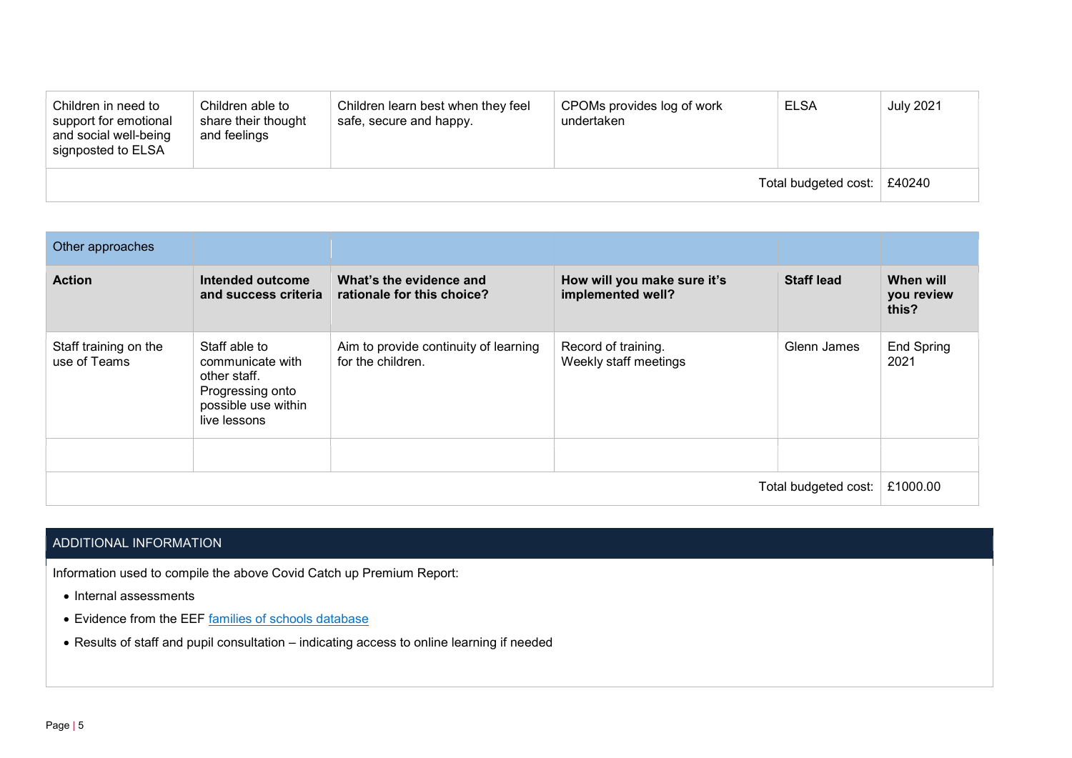| | | | | | |
|---|---|---|---|---|---|
| Children in need to support for emotional and social well-being signposted to ELSA | Children able to share their thought and feelings | Children learn best when they feel safe, secure and happy. | CPOMs provides log of work undertaken | ELSA | July 2021 |
| | | | | Total budgeted cost: | £40240 |

| Other approaches | | | | | |
|---|---|---|---|---|---|
| **Action** | **Intended outcome and success criteria** | **What's the evidence and rationale for this choice?** | **How will you make sure it's implemented well?** | **Staff lead** | **When will you review this?** |
| Staff training on the use of Teams | Staff able to communicate with other staff. Progressing onto possible use within live lessons | Aim to provide continuity of learning for the children. | Record of training. Weekly staff meetings | Glenn James | End Spring 2021 |
| | | | | | |
| | | | | Total budgeted cost: | £1000.00 |

## ADDITIONAL INFORMATION

Information used to compile the above Covid Catch up Premium Report:

- Internal assessments
- Evidence from the EEF families of schools database
- Results of staff and pupil consultation – indicating access to online learning if needed